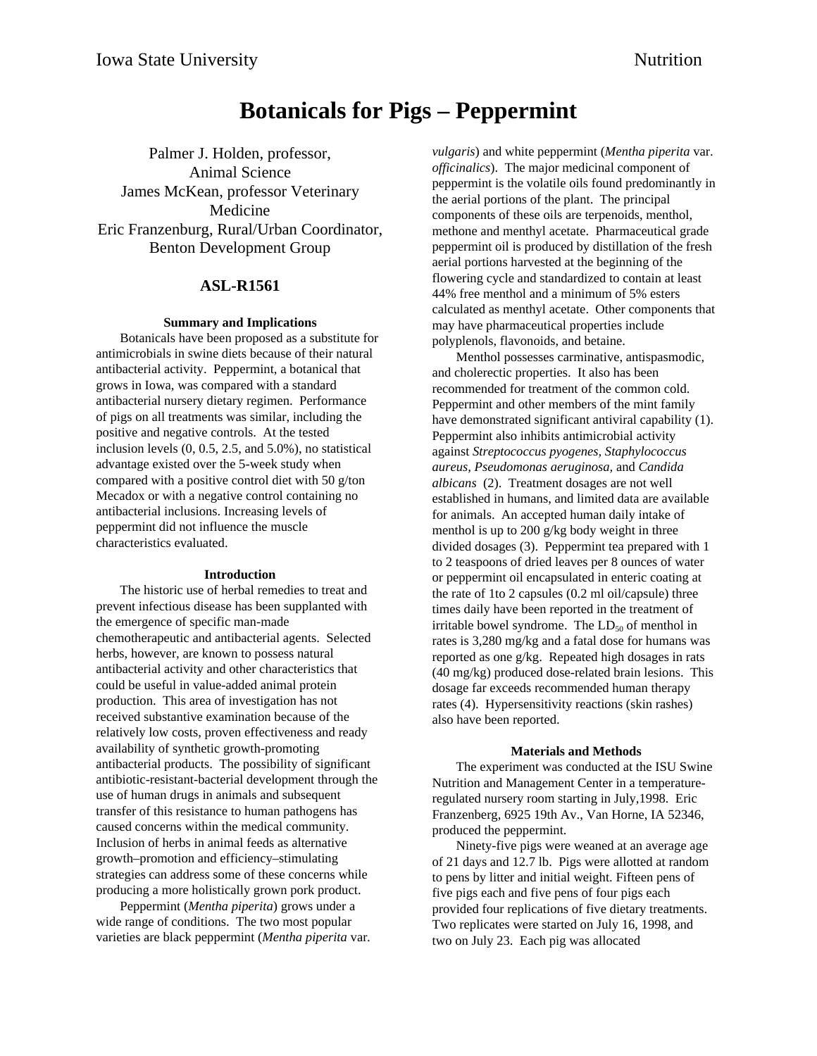# Botanicals for Pigs – Peppermint

Palmer J. Holden, professor, Animal Science
James McKean, professor Veterinary Medicine
Eric Franzenburg, Rural/Urban Coordinator, Benton Development Group

## ASL-R1561

### Summary and Implications

Botanicals have been proposed as a substitute for antimicrobials in swine diets because of their natural antibacterial activity. Peppermint, a botanical that grows in Iowa, was compared with a standard antibacterial nursery dietary regimen. Performance of pigs on all treatments was similar, including the positive and negative controls. At the tested inclusion levels (0, 0.5, 2.5, and 5.0%), no statistical advantage existed over the 5-week study when compared with a positive control diet with 50 g/ton Mecadox or with a negative control containing no antibacterial inclusions. Increasing levels of peppermint did not influence the muscle characteristics evaluated.

### Introduction

The historic use of herbal remedies to treat and prevent infectious disease has been supplanted with the emergence of specific man-made chemotherapeutic and antibacterial agents. Selected herbs, however, are known to possess natural antibacterial activity and other characteristics that could be useful in value-added animal protein production. This area of investigation has not received substantive examination because of the relatively low costs, proven effectiveness and ready availability of synthetic growth-promoting antibacterial products. The possibility of significant antibiotic-resistant-bacterial development through the use of human drugs in animals and subsequent transfer of this resistance to human pathogens has caused concerns within the medical community. Inclusion of herbs in animal feeds as alternative growth–promotion and efficiency–stimulating strategies can address some of these concerns while producing a more holistically grown pork product.

Peppermint (*Mentha piperita*) grows under a wide range of conditions. The two most popular varieties are black peppermint (*Mentha piperita* var. *vulgaris*) and white peppermint (*Mentha piperita* var. *officinalics*). The major medicinal component of peppermint is the volatile oils found predominantly in the aerial portions of the plant. The principal components of these oils are terpenoids, menthol, methone and menthyl acetate. Pharmaceutical grade peppermint oil is produced by distillation of the fresh aerial portions harvested at the beginning of the flowering cycle and standardized to contain at least 44% free menthol and a minimum of 5% esters calculated as menthyl acetate. Other components that may have pharmaceutical properties include polyplenols, flavonoids, and betaine.

Menthol possesses carminative, antispasmodic, and cholerectic properties. It also has been recommended for treatment of the common cold. Peppermint and other members of the mint family have demonstrated significant antiviral capability (1). Peppermint also inhibits antimicrobial activity against *Streptococcus pyogenes, Staphylococcus aureus, Pseudomonas aeruginosa,* and *Candida albicans* (2). Treatment dosages are not well established in humans, and limited data are available for animals. An accepted human daily intake of menthol is up to 200 g/kg body weight in three divided dosages (3). Peppermint tea prepared with 1 to 2 teaspoons of dried leaves per 8 ounces of water or peppermint oil encapsulated in enteric coating at the rate of 1to 2 capsules (0.2 ml oil/capsule) three times daily have been reported in the treatment of irritable bowel syndrome. The $LD_{50}$ of menthol in rates is 3,280 mg/kg and a fatal dose for humans was reported as one g/kg. Repeated high dosages in rats (40 mg/kg) produced dose-related brain lesions. This dosage far exceeds recommended human therapy rates (4). Hypersensitivity reactions (skin rashes) also have been reported.

### Materials and Methods

The experiment was conducted at the ISU Swine Nutrition and Management Center in a temperature-regulated nursery room starting in July,1998. Eric Franzenberg, 6925 19th Av., Van Horne, IA 52346, produced the peppermint.

Ninety-five pigs were weaned at an average age of 21 days and 12.7 lb. Pigs were allotted at random to pens by litter and initial weight. Fifteen pens of five pigs each and five pens of four pigs each provided four replications of five dietary treatments. Two replicates were started on July 16, 1998, and two on July 23. Each pig was allocated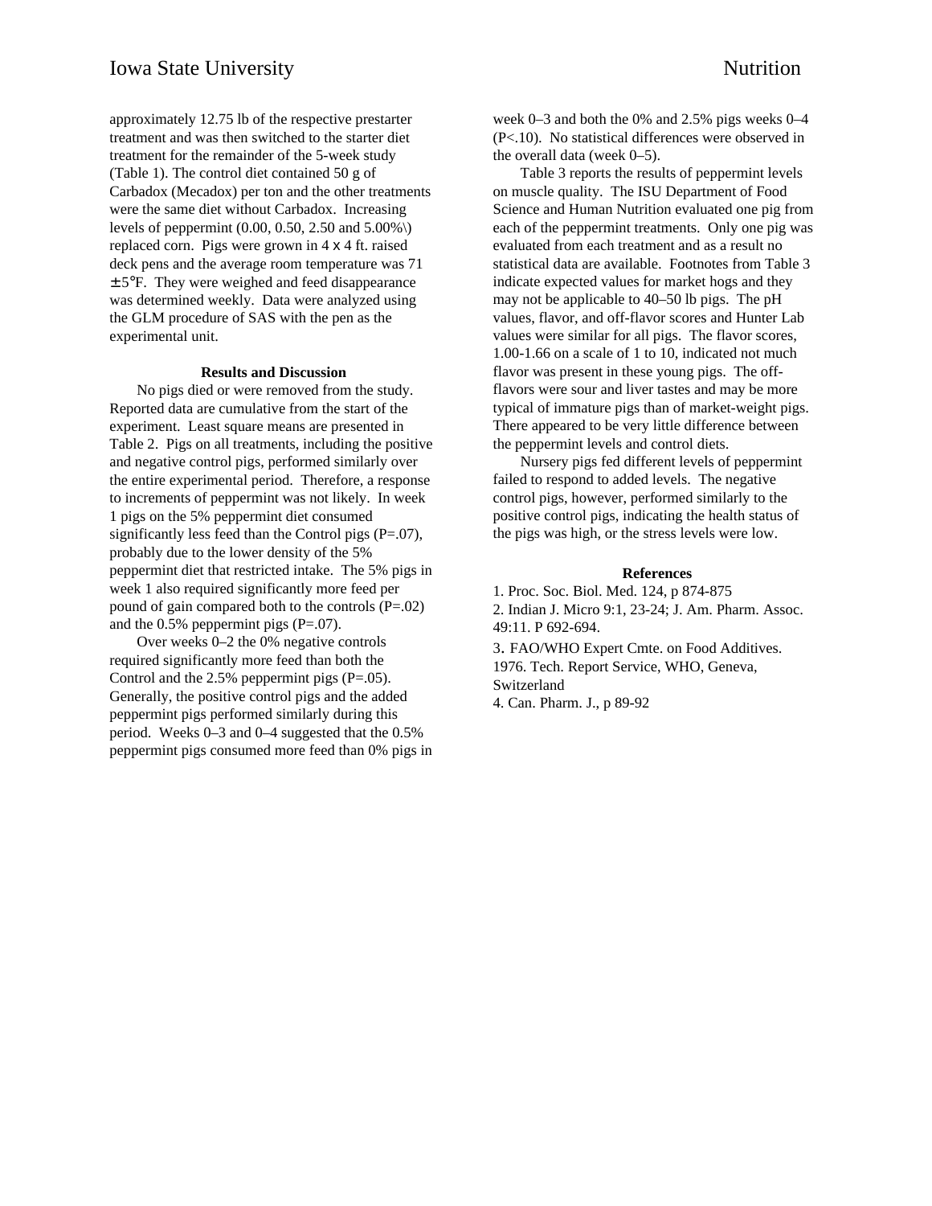approximately 12.75 lb of the respective prestarter treatment and was then switched to the starter diet treatment for the remainder of the 5-week study (Table 1). The control diet contained 50 g of Carbadox (Mecadox) per ton and the other treatments were the same diet without Carbadox. Increasing levels of peppermint (0.00, 0.50, 2.50 and 5.00%\) replaced corn. Pigs were grown in 4 x 4 ft. raised deck pens and the average room temperature was 71 ±5°F. They were weighed and feed disappearance was determined weekly. Data were analyzed using the GLM procedure of SAS with the pen as the experimental unit.

### Results and Discussion

No pigs died or were removed from the study. Reported data are cumulative from the start of the experiment. Least square means are presented in Table 2. Pigs on all treatments, including the positive and negative control pigs, performed similarly over the entire experimental period. Therefore, a response to increments of peppermint was not likely. In week 1 pigs on the 5% peppermint diet consumed significantly less feed than the Control pigs (P=.07), probably due to the lower density of the 5% peppermint diet that restricted intake. The 5% pigs in week 1 also required significantly more feed per pound of gain compared both to the controls (P=.02) and the 0.5% peppermint pigs (P=.07).

Over weeks 0–2 the 0% negative controls required significantly more feed than both the Control and the 2.5% peppermint pigs (P=.05). Generally, the positive control pigs and the added peppermint pigs performed similarly during this period. Weeks 0–3 and 0–4 suggested that the 0.5% peppermint pigs consumed more feed than 0% pigs in week 0–3 and both the 0% and 2.5% pigs weeks 0–4 (P<.10). No statistical differences were observed in the overall data (week 0–5).

Table 3 reports the results of peppermint levels on muscle quality. The ISU Department of Food Science and Human Nutrition evaluated one pig from each of the peppermint treatments. Only one pig was evaluated from each treatment and as a result no statistical data are available. Footnotes from Table 3 indicate expected values for market hogs and they may not be applicable to 40–50 lb pigs. The pH values, flavor, and off-flavor scores and Hunter Lab values were similar for all pigs. The flavor scores, 1.00-1.66 on a scale of 1 to 10, indicated not much flavor was present in these young pigs. The off-flavors were sour and liver tastes and may be more typical of immature pigs than of market-weight pigs. There appeared to be very little difference between the peppermint levels and control diets.

Nursery pigs fed different levels of peppermint failed to respond to added levels. The negative control pigs, however, performed similarly to the positive control pigs, indicating the health status of the pigs was high, or the stress levels were low.

### References

1. Proc. Soc. Biol. Med. 124, p 874-875
2. Indian J. Micro 9:1, 23-24; J. Am. Pharm. Assoc. 49:11. P 692-694.
3. FAO/WHO Expert Cmte. on Food Additives. 1976. Tech. Report Service, WHO, Geneva, Switzerland
4. Can. Pharm. J., p 89-92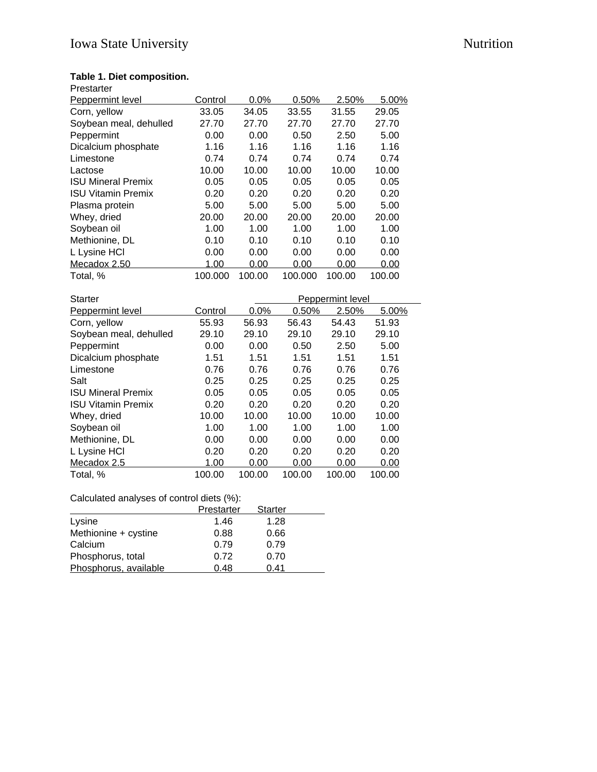**Table 1. Diet composition.**

Prestarter

| Peppermint level | Control | 0.0% | 0.50% | 2.50% | 5.00% |
|---|---|---|---|---|---|
| Corn, yellow | 33.05 | 34.05 | 33.55 | 31.55 | 29.05 |
| Soybean meal, dehulled | 27.70 | 27.70 | 27.70 | 27.70 | 27.70 |
| Peppermint | 0.00 | 0.00 | 0.50 | 2.50 | 5.00 |
| Dicalcium phosphate | 1.16 | 1.16 | 1.16 | 1.16 | 1.16 |
| Limestone | 0.74 | 0.74 | 0.74 | 0.74 | 0.74 |
| Lactose | 10.00 | 10.00 | 10.00 | 10.00 | 10.00 |
| ISU Mineral Premix | 0.05 | 0.05 | 0.05 | 0.05 | 0.05 |
| ISU Vitamin Premix | 0.20 | 0.20 | 0.20 | 0.20 | 0.20 |
| Plasma protein | 5.00 | 5.00 | 5.00 | 5.00 | 5.00 |
| Whey, dried | 20.00 | 20.00 | 20.00 | 20.00 | 20.00 |
| Soybean oil | 1.00 | 1.00 | 1.00 | 1.00 | 1.00 |
| Methionine, DL | 0.10 | 0.10 | 0.10 | 0.10 | 0.10 |
| L Lysine HCl | 0.00 | 0.00 | 0.00 | 0.00 | 0.00 |
| Mecadox 2.50 | 1.00 | 0.00 | 0.00 | 0.00 | 0.00 |
| Total, % | 100.000 | 100.00 | 100.000 | 100.00 | 100.00 |

| Starter | | Peppermint level | | | |
|---|---|---|---|---|---|
| Peppermint level | Control | 0.0% | 0.50% | 2.50% | 5.00% |
| Corn, yellow | 55.93 | 56.93 | 56.43 | 54.43 | 51.93 |
| Soybean meal, dehulled | 29.10 | 29.10 | 29.10 | 29.10 | 29.10 |
| Peppermint | 0.00 | 0.00 | 0.50 | 2.50 | 5.00 |
| Dicalcium phosphate | 1.51 | 1.51 | 1.51 | 1.51 | 1.51 |
| Limestone | 0.76 | 0.76 | 0.76 | 0.76 | 0.76 |
| Salt | 0.25 | 0.25 | 0.25 | 0.25 | 0.25 |
| ISU Mineral Premix | 0.05 | 0.05 | 0.05 | 0.05 | 0.05 |
| ISU Vitamin Premix | 0.20 | 0.20 | 0.20 | 0.20 | 0.20 |
| Whey, dried | 10.00 | 10.00 | 10.00 | 10.00 | 10.00 |
| Soybean oil | 1.00 | 1.00 | 1.00 | 1.00 | 1.00 |
| Methionine, DL | 0.00 | 0.00 | 0.00 | 0.00 | 0.00 |
| L Lysine HCl | 0.20 | 0.20 | 0.20 | 0.20 | 0.20 |
| Mecadox 2.5 | 1.00 | 0.00 | 0.00 | 0.00 | 0.00 |
| Total, % | 100.00 | 100.00 | 100.00 | 100.00 | 100.00 |

Calculated analyses of control diets (%):

| | Prestarter | Starter |
|---|---|---|
| Lysine | 1.46 | 1.28 |
| Methionine + cystine | 0.88 | 0.66 |
| Calcium | 0.79 | 0.79 |
| Phosphorus, total | 0.72 | 0.70 |
| Phosphorus, available | 0.48 | 0.41 |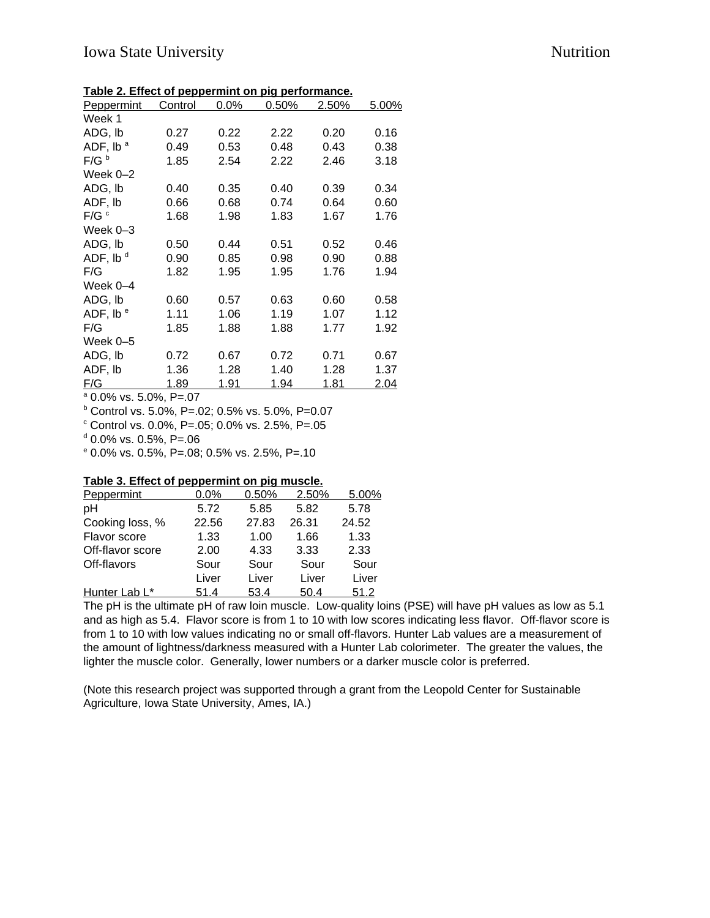**Table 2. Effect of peppermint on pig performance.**

| Peppermint | Control | 0.0% | 0.50% | 2.50% | 5.00% |
|---|---|---|---|---|---|
| Week 1 | | | | | |
| ADG, lb | 0.27 | 0.22 | 2.22 | 0.20 | 0.16 |
| ADF, lb [a] | 0.49 | 0.53 | 0.48 | 0.43 | 0.38 |
| F/G [b] | 1.85 | 2.54 | 2.22 | 2.46 | 3.18 |
| Week 0–2 | | | | | |
| ADG, lb | 0.40 | 0.35 | 0.40 | 0.39 | 0.34 |
| ADF, lb | 0.66 | 0.68 | 0.74 | 0.64 | 0.60 |
| F/G [c] | 1.68 | 1.98 | 1.83 | 1.67 | 1.76 |
| Week 0–3 | | | | | |
| ADG, lb | 0.50 | 0.44 | 0.51 | 0.52 | 0.46 |
| ADF, lb [d] | 0.90 | 0.85 | 0.98 | 0.90 | 0.88 |
| F/G | 1.82 | 1.95 | 1.95 | 1.76 | 1.94 |
| Week 0–4 | | | | | |
| ADG, lb | 0.60 | 0.57 | 0.63 | 0.60 | 0.58 |
| ADF, lb [e] | 1.11 | 1.06 | 1.19 | 1.07 | 1.12 |
| F/G | 1.85 | 1.88 | 1.88 | 1.77 | 1.92 |
| Week 0–5 | | | | | |
| ADG, lb | 0.72 | 0.67 | 0.72 | 0.71 | 0.67 |
| ADF, lb | 1.36 | 1.28 | 1.40 | 1.28 | 1.37 |
| F/G | 1.89 | 1.91 | 1.94 | 1.81 | 2.04 |

[a] 0.0% vs. 5.0%, P=.07

[b] Control vs. 5.0%, P=.02; 0.5% vs. 5.0%, P=0.07

[c] Control vs. 0.0%, P=.05; 0.0% vs. 2.5%, P=.05

[d] 0.0% vs. 0.5%, P=.06

[e] 0.0% vs. 0.5%, P=.08; 0.5% vs. 2.5%, P=.10

**Table 3. Effect of peppermint on pig muscle.**

| Peppermint | 0.0% | 0.50% | 2.50% | 5.00% |
|---|---|---|---|---|
| pH | 5.72 | 5.85 | 5.82 | 5.78 |
| Cooking loss, % | 22.56 | 27.83 | 26.31 | 24.52 |
| Flavor score | 1.33 | 1.00 | 1.66 | 1.33 |
| Off-flavor score | 2.00 | 4.33 | 3.33 | 2.33 |
| Off-flavors | Sour | Sour | Sour | Sour |
| | Liver | Liver | Liver | Liver |
| Hunter Lab L* | 51.4 | 53.4 | 50.4 | 51.2 |

The pH is the ultimate pH of raw loin muscle. Low-quality loins (PSE) will have pH values as low as 5.1 and as high as 5.4. Flavor score is from 1 to 10 with low scores indicating less flavor. Off-flavor score is from 1 to 10 with low values indicating no or small off-flavors. Hunter Lab values are a measurement of the amount of lightness/darkness measured with a Hunter Lab colorimeter. The greater the values, the lighter the muscle color. Generally, lower numbers or a darker muscle color is preferred.

(Note this research project was supported through a grant from the Leopold Center for Sustainable Agriculture, Iowa State University, Ames, IA.)